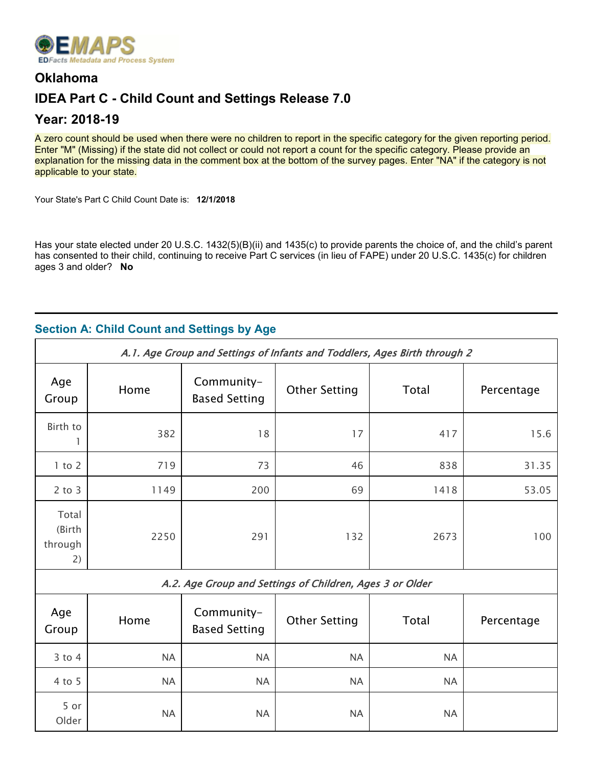EMAPS
EDFacts Metadata and Process System

## Oklahoma

## IDEA Part C - Child Count and Settings Release 7.0

## Year: 2018-19

A zero count should be used when there were no children to report in the specific category for the given reporting period. Enter "M" (Missing) if the state did not collect or could not report a count for the specific category. Please provide an explanation for the missing data in the comment box at the bottom of the survey pages. Enter "NA" if the category is not applicable to your state.

Your State's Part C Child Count Date is: **12/1/2018**

Has your state elected under 20 U.S.C. 1432(5)(B)(ii) and 1435(c) to provide parents the choice of, and the child's parent has consented to their child, continuing to receive Part C services (in lieu of FAPE) under 20 U.S.C. 1435(c) for children ages 3 and older? **No**

---

### Section A: Child Count and Settings by Age

*A.1. Age Group and Settings of Infants and Toddlers, Ages Birth through 2*

| Age Group | Home | Community-Based Setting | Other Setting | Total | Percentage |
|---|---|---|---|---|---|
| Birth to 1 | 382 | 18 | 17 | 417 | 15.6 |
| 1 to 2 | 719 | 73 | 46 | 838 | 31.35 |
| 2 to 3 | 1149 | 200 | 69 | 1418 | 53.05 |
| Total (Birth through 2) | 2250 | 291 | 132 | 2673 | 100 |

*A.2. Age Group and Settings of Children, Ages 3 or Older*

| Age Group | Home | Community-Based Setting | Other Setting | Total | Percentage |
|---|---|---|---|---|---|
| 3 to 4 | NA | NA | NA | NA | |
| 4 to 5 | NA | NA | NA | NA | |
| 5 or Older | NA | NA | NA | NA | |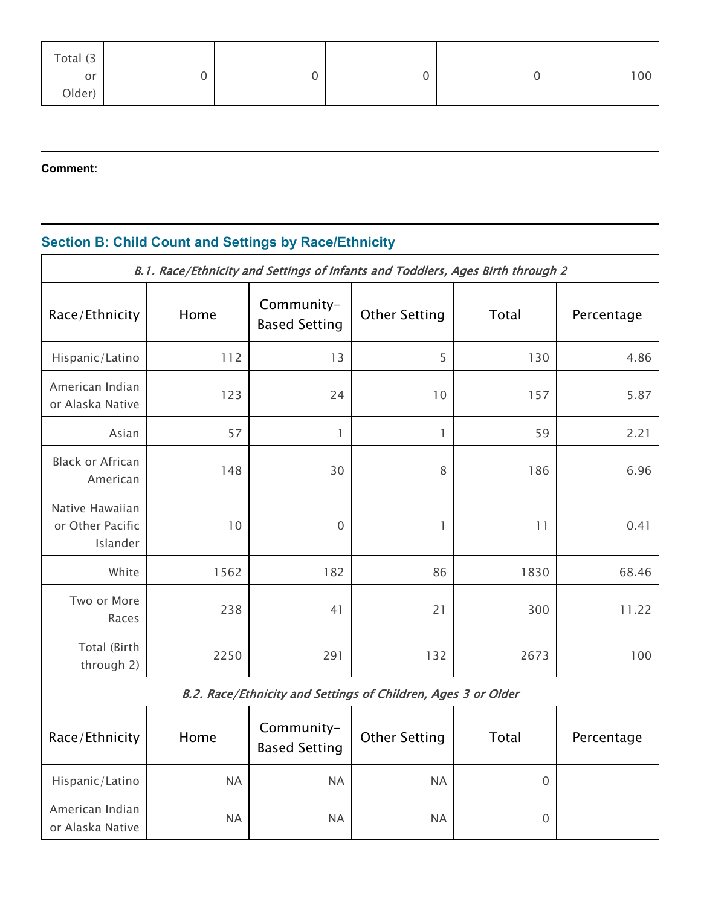| Total (3 or Older) | 0 | 0 | 0 | 0 | 100 |
|---|---|---|---|---|---|

**Comment:**

## Section B: Child Count and Settings by Race/Ethnicity

| *B.1. Race/Ethnicity and Settings of Infants and Toddlers, Ages Birth through 2* | | | | | |
|---|---|---|---|---|---|
| Race/Ethnicity | Home | Community-Based Setting | Other Setting | Total | Percentage |
| Hispanic/Latino | 112 | 13 | 5 | 130 | 4.86 |
| American Indian or Alaska Native | 123 | 24 | 10 | 157 | 5.87 |
| Asian | 57 | 1 | 1 | 59 | 2.21 |
| Black or African American | 148 | 30 | 8 | 186 | 6.96 |
| Native Hawaiian or Other Pacific Islander | 10 | 0 | 1 | 11 | 0.41 |
| White | 1562 | 182 | 86 | 1830 | 68.46 |
| Two or More Races | 238 | 41 | 21 | 300 | 11.22 |
| Total (Birth through 2) | 2250 | 291 | 132 | 2673 | 100 |
| *B.2. Race/Ethnicity and Settings of Children, Ages 3 or Older* | | | | | |
| Race/Ethnicity | Home | Community-Based Setting | Other Setting | Total | Percentage |
| Hispanic/Latino | NA | NA | NA | 0 | |
| American Indian or Alaska Native | NA | NA | NA | 0 | |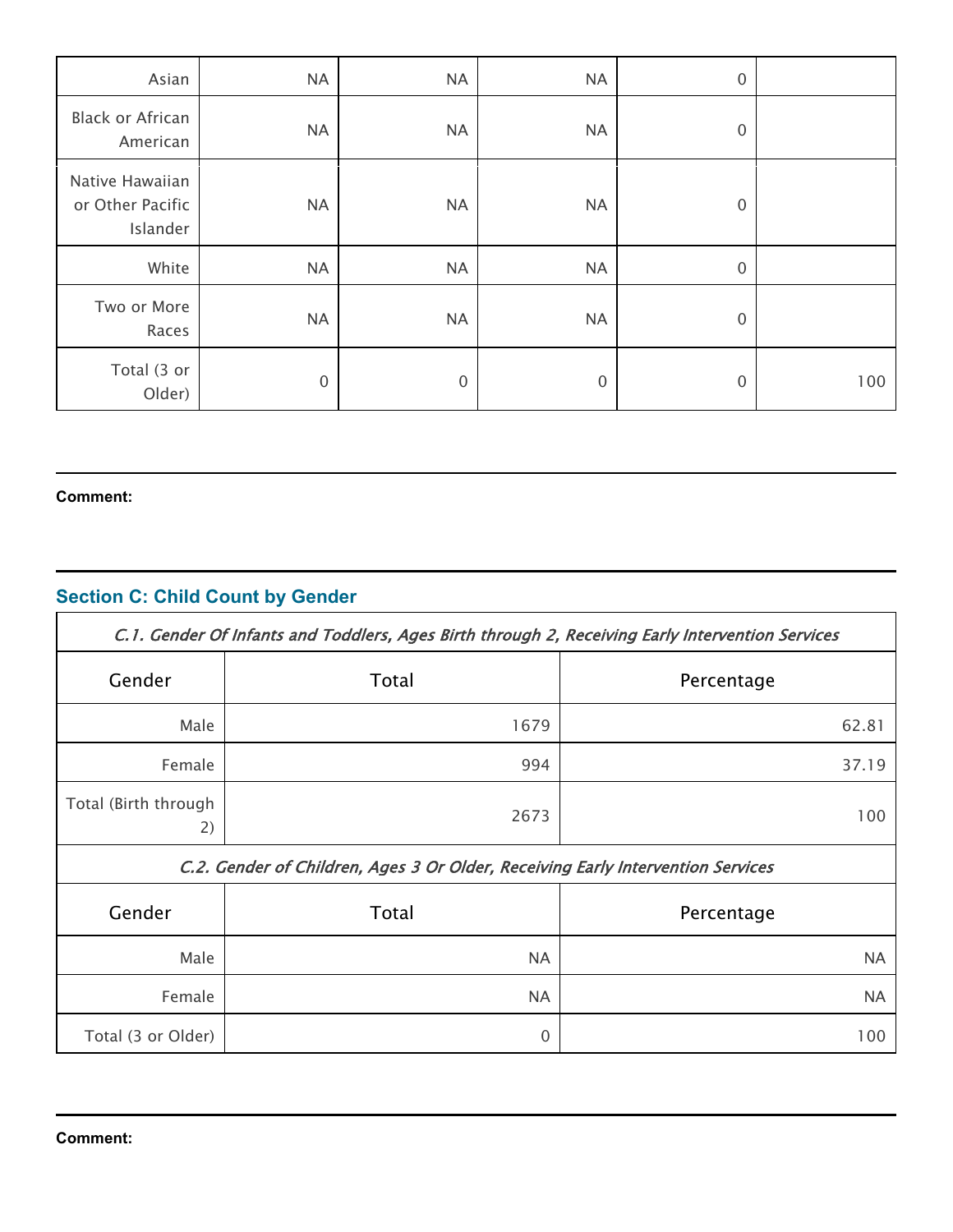| | | | | | |
|---|---|---|---|---|---|
| Asian | NA | NA | NA | 0 | |
| Black or African American | NA | NA | NA | 0 | |
| Native Hawaiian or Other Pacific Islander | NA | NA | NA | 0 | |
| White | NA | NA | NA | 0 | |
| Two or More Races | NA | NA | NA | 0 | |
| Total (3 or Older) | 0 | 0 | 0 | 0 | 100 |

**Comment:**

## Section C: Child Count by Gender

| *C.1. Gender Of Infants and Toddlers, Ages Birth through 2, Receiving Early Intervention Services* | | |
|---|---|---|
| Gender | Total | Percentage |
| Male | 1679 | 62.81 |
| Female | 994 | 37.19 |
| Total (Birth through 2) | 2673 | 100 |
| *C.2. Gender of Children, Ages 3 Or Older, Receiving Early Intervention Services* | | |
| Gender | Total | Percentage |
| Male | NA | NA |
| Female | NA | NA |
| Total (3 or Older) | 0 | 100 |

**Comment:**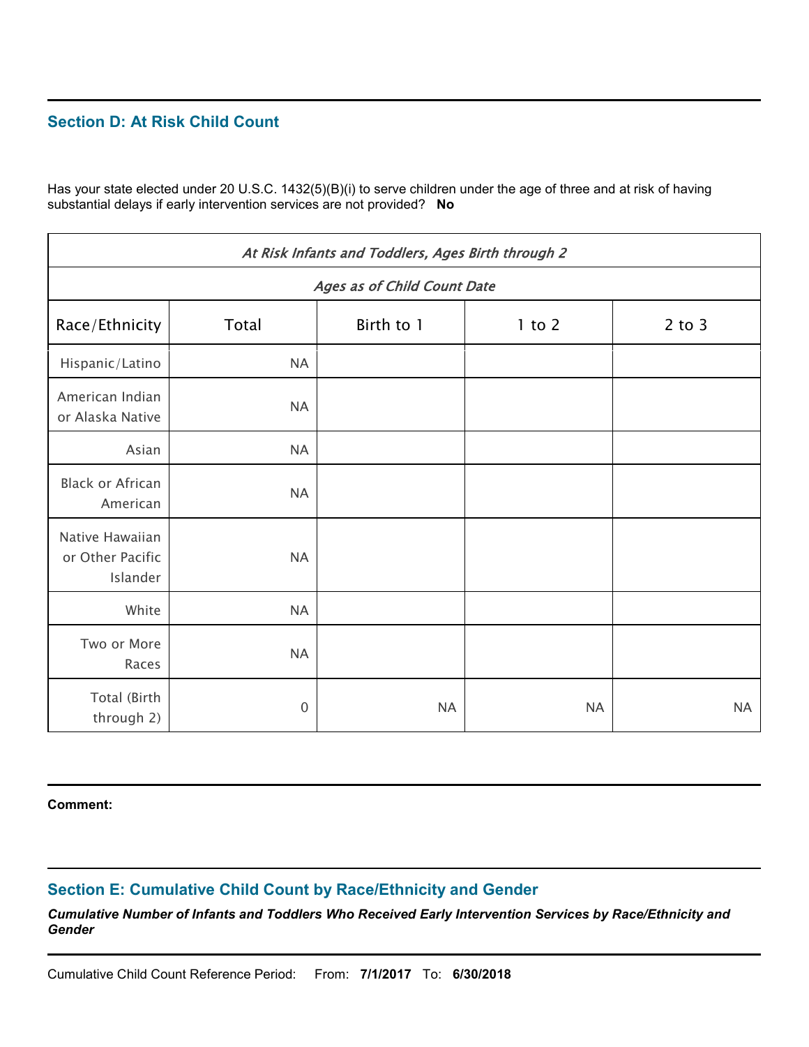## Section D: At Risk Child Count

Has your state elected under 20 U.S.C. 1432(5)(B)(i) to serve children under the age of three and at risk of having substantial delays if early intervention services are not provided? **No**

| *At Risk Infants and Toddlers, Ages Birth through 2* | | | | |
|---|---|---|---|---|
| *Ages as of Child Count Date* | | | | |
| Race/Ethnicity | Total | Birth to 1 | 1 to 2 | 2 to 3 |
| Hispanic/Latino | NA | | | |
| American Indian or Alaska Native | NA | | | |
| Asian | NA | | | |
| Black or African American | NA | | | |
| Native Hawaiian or Other Pacific Islander | NA | | | |
| White | NA | | | |
| Two or More Races | NA | | | |
| Total (Birth through 2) | 0 | NA | NA | NA |

**Comment:**

## Section E: Cumulative Child Count by Race/Ethnicity and Gender

***Cumulative Number of Infants and Toddlers Who Received Early Intervention Services by Race/Ethnicity and Gender***

Cumulative Child Count Reference Period: From: **7/1/2017** To: **6/30/2018**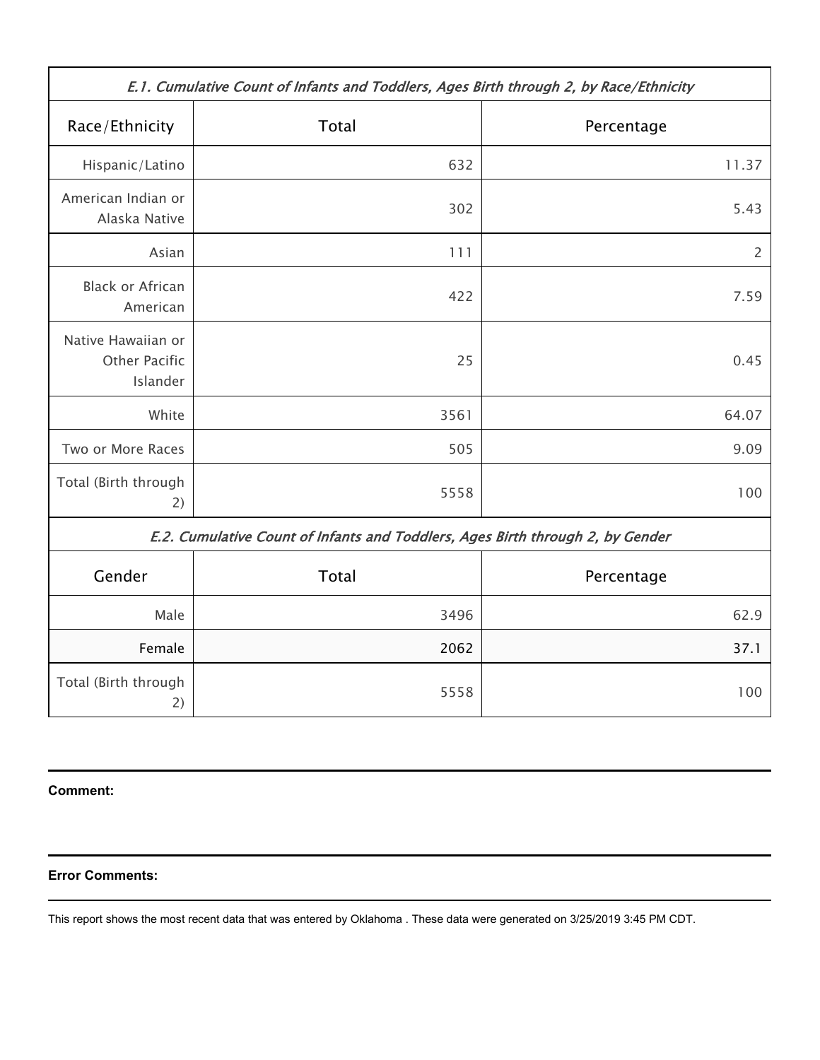*E.1. Cumulative Count of Infants and Toddlers, Ages Birth through 2, by Race/Ethnicity*

| Race/Ethnicity | Total | Percentage |
|---|---|---|
| Hispanic/Latino | 632 | 11.37 |
| American Indian or Alaska Native | 302 | 5.43 |
| Asian | 111 | 2 |
| Black or African American | 422 | 7.59 |
| Native Hawaiian or Other Pacific Islander | 25 | 0.45 |
| White | 3561 | 64.07 |
| Two or More Races | 505 | 9.09 |
| Total (Birth through 2) | 5558 | 100 |

*E.2. Cumulative Count of Infants and Toddlers, Ages Birth through 2, by Gender*

| Gender | Total | Percentage |
|---|---|---|
| Male | 3496 | 62.9 |
| Female | 2062 | 37.1 |
| Total (Birth through 2) | 5558 | 100 |

**Comment:**

**Error Comments:**

This report shows the most recent data that was entered by Oklahoma . These data were generated on 3/25/2019 3:45 PM CDT.